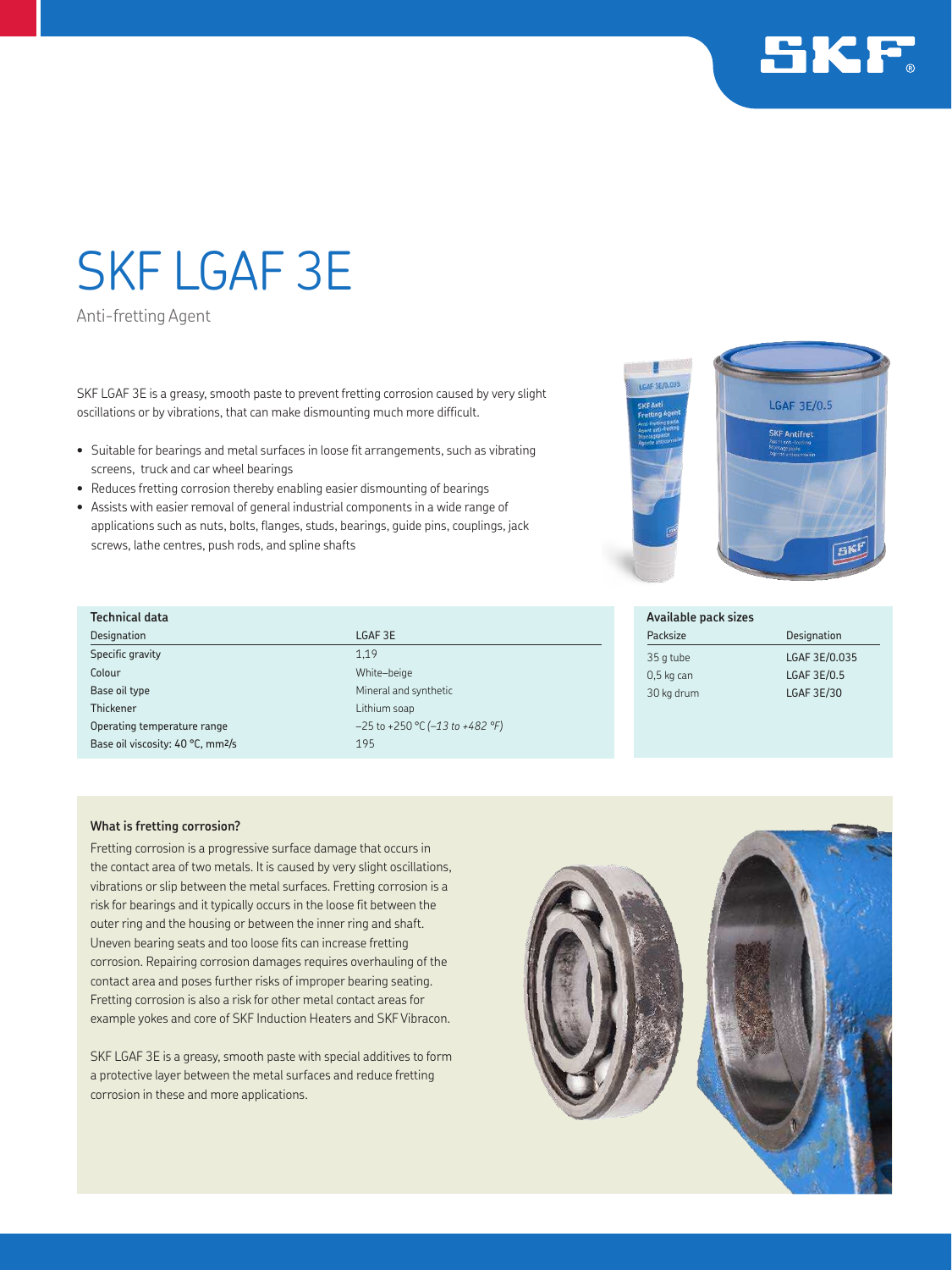# SKF LGAF 3E

Anti-fretting Agent

SKF LGAF 3E is a greasy, smooth paste to prevent fretting corrosion caused by very slight oscillations or by vibrations, that can make dismounting much more difficult.

- Suitable for bearings and metal surfaces in loose fit arrangements, such as vibrating screens, truck and car wheel bearings
- Reduces fretting corrosion thereby enabling easier dismounting of bearings
- Assists with easier removal of general industrial components in a wide range of applications such as nuts, bolts, flanges, studs, bearings, guide pins, couplings, jack screws, lathe centres, push rods, and spline shafts

**Technical data**

| Designation | LGAF 3E |
|---|---|
| Specific gravity | 1,19 |
| Colour | White–beige |
| Base oil type | Mineral and synthetic |
| Thickener | Lithium soap |
| Operating temperature range | –25 to +250 °C *(–13 to +482 °F)* |
| Base oil viscosity: 40 °C, mm²/s | 195 |

**Available pack sizes**

| Packsize | Designation |
|---|---|
| 35 g tube | LGAF 3E/0.035 |
| 0,5 kg can | LGAF 3E/0.5 |
| 30 kg drum | LGAF 3E/30 |

### What is fretting corrosion?

Fretting corrosion is a progressive surface damage that occurs in the contact area of two metals. It is caused by very slight oscillations, vibrations or slip between the metal surfaces. Fretting corrosion is a risk for bearings and it typically occurs in the loose fit between the outer ring and the housing or between the inner ring and shaft. Uneven bearing seats and too loose fits can increase fretting corrosion. Repairing corrosion damages requires overhauling of the contact area and poses further risks of improper bearing seating. Fretting corrosion is also a risk for other metal contact areas for example yokes and core of SKF Induction Heaters and SKF Vibracon.

SKF LGAF 3E is a greasy, smooth paste with special additives to form a protective layer between the metal surfaces and reduce fretting corrosion in these and more applications.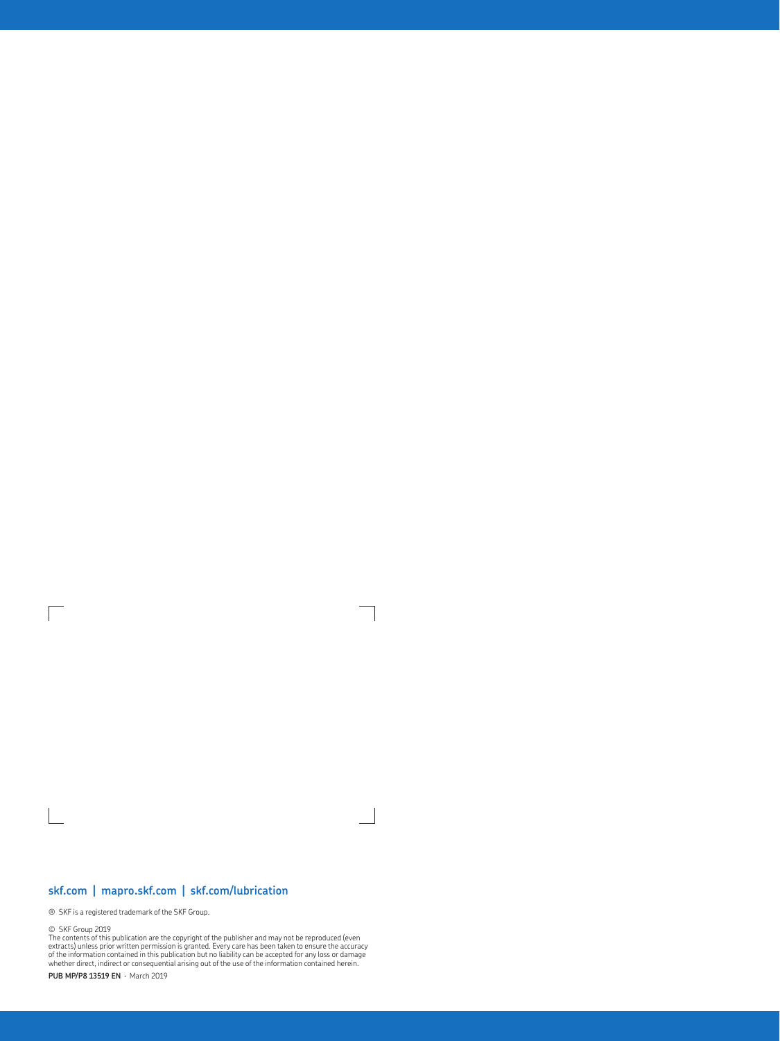**skf.com | mapro.skf.com | skf.com/lubrication**

® SKF is a registered trademark of the SKF Group.

© SKF Group 2019
The contents of this publication are the copyright of the publisher and may not be reproduced (even extracts) unless prior written permission is granted. Every care has been taken to ensure the accuracy of the information contained in this publication but no liability can be accepted for any loss or damage whether direct, indirect or consequential arising out of the use of the information contained herein.

**PUB MP/P8 13519 EN** · March 2019